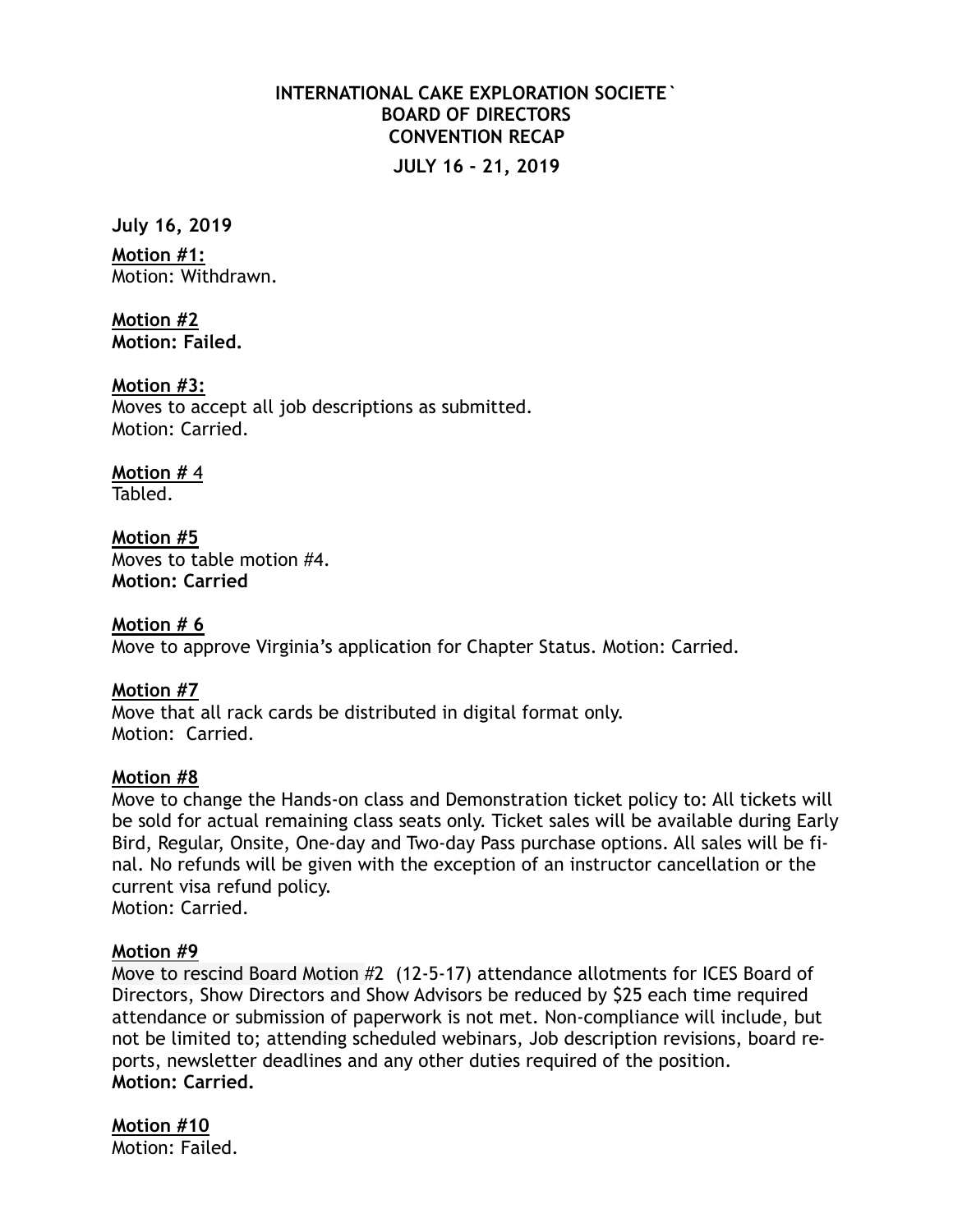**INTERNATIONAL CAKE EXPLORATION SOCIETE`**
**BOARD OF DIRECTORS**
**CONVENTION RECAP**
**JULY 16 - 21, 2019**

**July 16, 2019**

**<u>Motion #1:</u>**
Motion: Withdrawn.

**<u>Motion #2</u>**
**Motion: Failed.**

**<u>Motion #3:</u>**
Moves to accept all job descriptions as submitted.
Motion: Carried.

**<u>Motion #</u>** 4
Tabled.

**<u>Motion #5</u>**
Moves to table motion #4.
**Motion: Carried**

**<u>Motion # 6</u>**
Move to approve Virginia's application for Chapter Status. Motion: Carried.

**<u>Motion #7</u>**
Move that all rack cards be distributed in digital format only.
Motion: Carried.

**<u>Motion #8</u>**
Move to change the Hands-on class and Demonstration ticket policy to: All tickets will be sold for actual remaining class seats only. Ticket sales will be available during Early Bird, Regular, Onsite, One-day and Two-day Pass purchase options. All sales will be final. No refunds will be given with the exception of an instructor cancellation or the current visa refund policy.
Motion: Carried.

**<u>Motion #9</u>**
Move to rescind Board Motion #2 (12-5-17) attendance allotments for ICES Board of Directors, Show Directors and Show Advisors be reduced by $25 each time required attendance or submission of paperwork is not met. Non-compliance will include, but not be limited to; attending scheduled webinars, Job description revisions, board reports, newsletter deadlines and any other duties required of the position.
**Motion: Carried.**

**<u>Motion #10</u>**
Motion: Failed.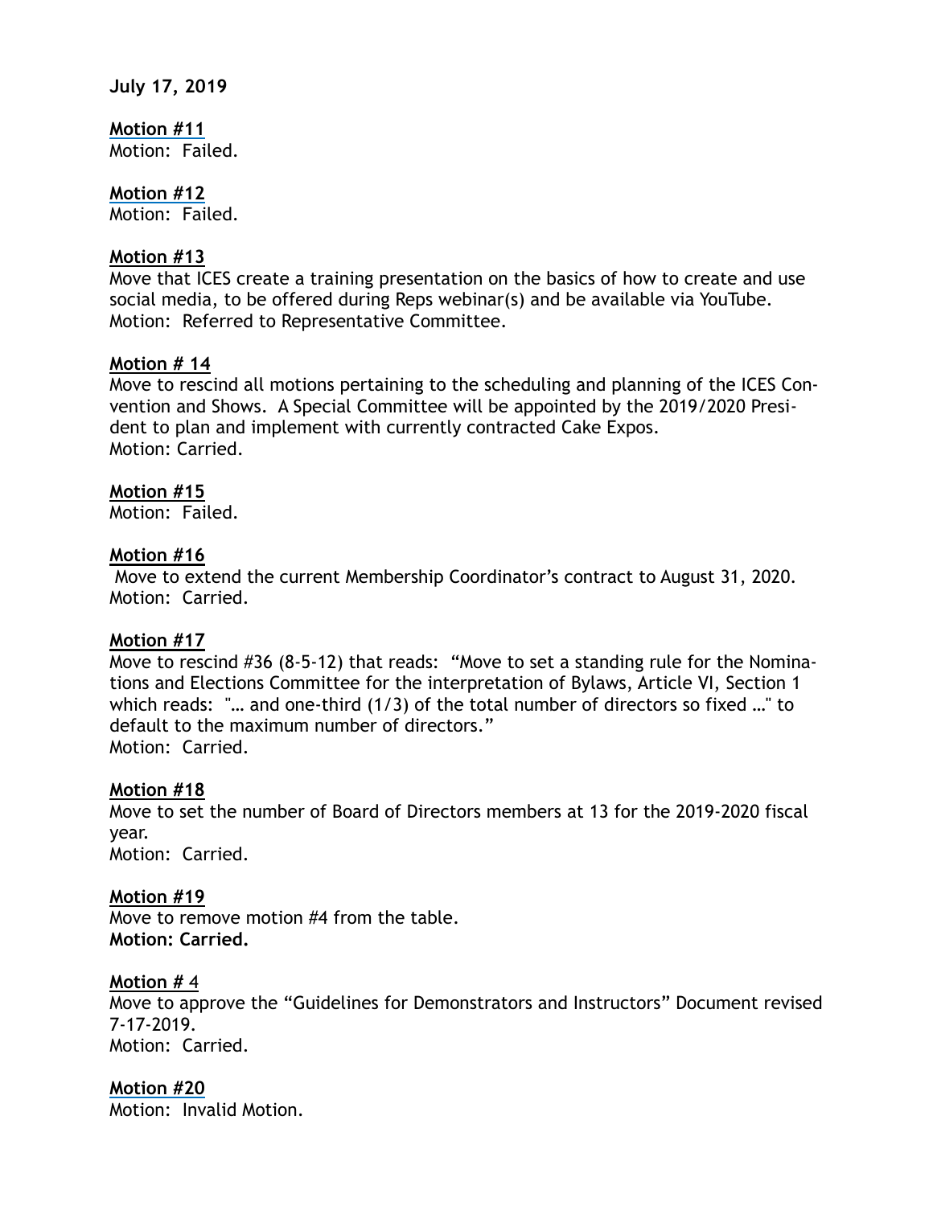**July 17, 2019**

**Motion #11**
Motion: Failed.

**Motion #12**
Motion: Failed.

**Motion #13**
Move that ICES create a training presentation on the basics of how to create and use social media, to be offered during Reps webinar(s) and be available via YouTube.
Motion: Referred to Representative Committee.

**Motion # 14**
Move to rescind all motions pertaining to the scheduling and planning of the ICES Convention and Shows. A Special Committee will be appointed by the 2019/2020 President to plan and implement with currently contracted Cake Expos.
Motion: Carried.

**Motion #15**
Motion: Failed.

**Motion #16**
Move to extend the current Membership Coordinator's contract to August 31, 2020.
Motion: Carried.

**Motion #17**
Move to rescind #36 (8-5-12) that reads: "Move to set a standing rule for the Nominations and Elections Committee for the interpretation of Bylaws, Article VI, Section 1 which reads: "… and one-third (1/3) of the total number of directors so fixed …" to default to the maximum number of directors."
Motion: Carried.

**Motion #18**
Move to set the number of Board of Directors members at 13 for the 2019-2020 fiscal year.
Motion: Carried.

**Motion #19**
Move to remove motion #4 from the table.
**Motion: Carried.**

**Motion # 4**
Move to approve the "Guidelines for Demonstrators and Instructors" Document revised 7-17-2019.
Motion: Carried.

**Motion #20**
Motion: Invalid Motion.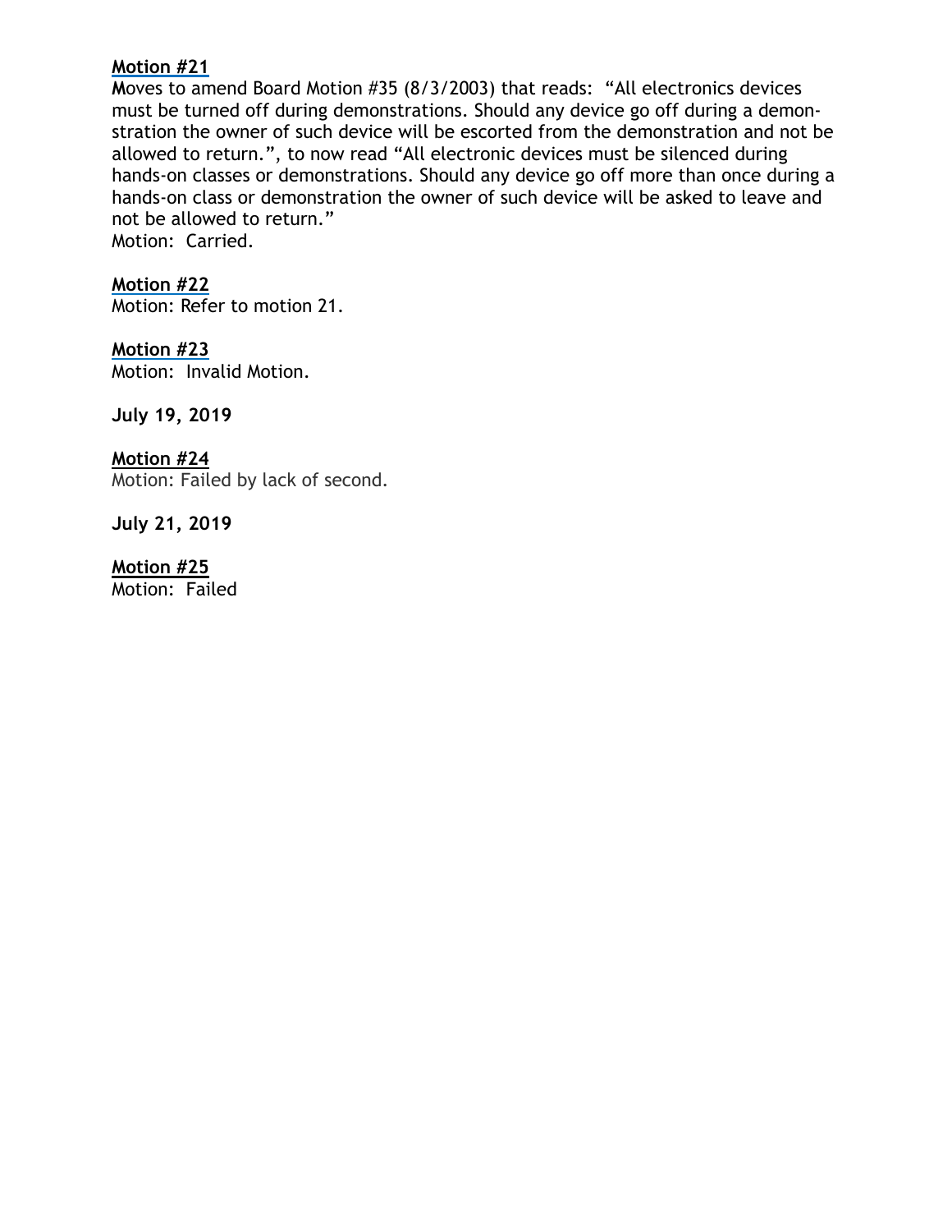**Motion #21**

**M**oves to amend Board Motion #35 (8/3/2003) that reads: "All electronics devices must be turned off during demonstrations. Should any device go off during a demonstration the owner of such device will be escorted from the demonstration and not be allowed to return.", to now read "All electronic devices must be silenced during hands-on classes or demonstrations. Should any device go off more than once during a hands-on class or demonstration the owner of such device will be asked to leave and not be allowed to return."

Motion: Carried.

**Motion #22**

Motion: Refer to motion 21.

**Motion #23**

Motion: Invalid Motion.

**July 19, 2019**

**Motion #24**

Motion: Failed by lack of second.

**July 21, 2019**

**Motion #25**

Motion: Failed